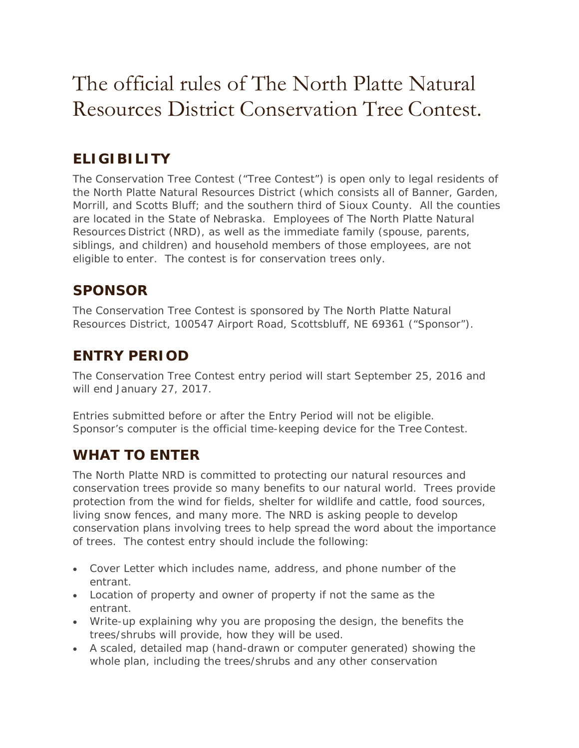# The official rules of The North Platte Natural Resources District Conservation Tree Contest.

## ELIGIBILITY

The Conservation Tree Contest ("Tree Contest") is open only to legal residents of the North Platte Natural Resources District (which consists all of Banner, Garden, Morrill, and Scotts Bluff; and the southern third of Sioux County. All the counties are located in the State of Nebraska. Employees of The North Platte Natural Resources District (NRD), as well as the immediate family (spouse, parents, siblings, and children) and household members of those employees, are not eligible to enter. The contest is for conservation trees only.

## SPONSOR

The Conservation Tree Contest is sponsored by The North Platte Natural Resources District, 100547 Airport Road, Scottsbluff, NE 69361 ("Sponsor").

## ENTRY PERIOD

The Conservation Tree Contest entry period will start September 25, 2016 and will end January 27, 2017.

Entries submitted before or after the Entry Period will not be eligible. Sponsor's computer is the official time-keeping device for the Tree Contest.

## WHAT TO ENTER

The North Platte NRD is committed to protecting our natural resources and conservation trees provide so many benefits to our natural world. Trees provide protection from the wind for fields, shelter for wildlife and cattle, food sources, living snow fences, and many more. The NRD is asking people to develop conservation plans involving trees to help spread the word about the importance of trees. The contest entry should include the following:

- Cover Letter which includes name, address, and phone number of the entrant.
- Location of property and owner of property if not the same as the entrant.
- Write-up explaining why you are proposing the design, the benefits the trees/shrubs will provide, how they will be used.
- A scaled, detailed map (hand-drawn or computer generated) showing the whole plan, including the trees/shrubs and any other conservation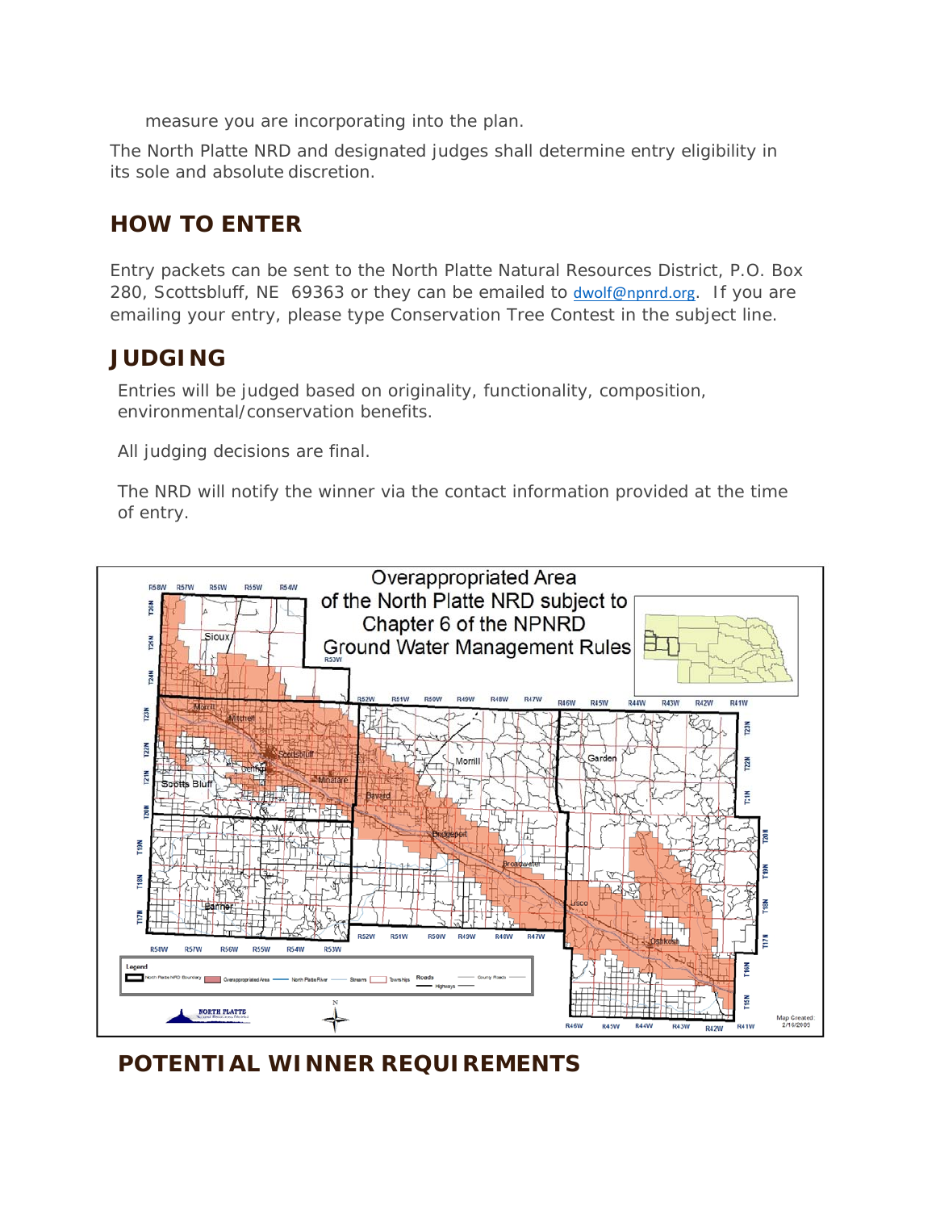measure you are incorporating into the plan.

The North Platte NRD and designated judges shall determine entry eligibility in its sole and absolute discretion.

## HOW TO ENTER

Entry packets can be sent to the North Platte Natural Resources District, P.O. Box 280, Scottsbluff, NE 69363 or they can be emailed to dwolf@npnrd.org. If you are emailing your entry, please type Conservation Tree Contest in the subject line.

## JUDGING

Entries will be judged based on originality, functionality, composition, environmental/conservation benefits.

All judging decisions are final.

The NRD will notify the winner via the contact information provided at the time of entry.

Overappropriated Area of the North Platte NRD subject to Chapter 6 of the NPNRD Ground Water Management Rules

## POTENTIAL WINNER REQUIREMENTS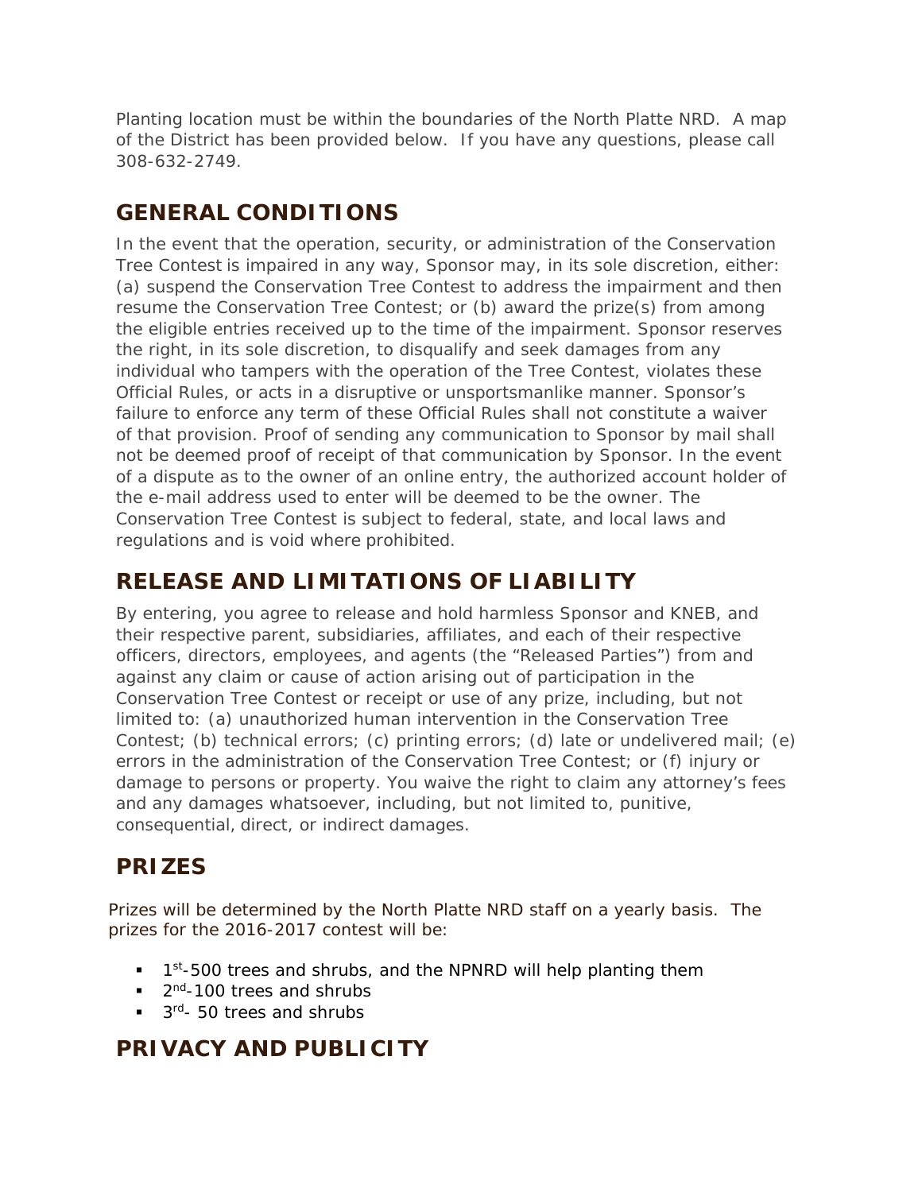Planting location must be within the boundaries of the North Platte NRD. A map of the District has been provided below. If you have any questions, please call 308-632-2749.

## GENERAL CONDITIONS

In the event that the operation, security, or administration of the Conservation Tree Contest is impaired in any way, Sponsor may, in its sole discretion, either: (a) suspend the Conservation Tree Contest to address the impairment and then resume the Conservation Tree Contest; or (b) award the prize(s) from among the eligible entries received up to the time of the impairment. Sponsor reserves the right, in its sole discretion, to disqualify and seek damages from any individual who tampers with the operation of the Tree Contest, violates these Official Rules, or acts in a disruptive or unsportsmanlike manner. Sponsor's failure to enforce any term of these Official Rules shall not constitute a waiver of that provision. Proof of sending any communication to Sponsor by mail shall not be deemed proof of receipt of that communication by Sponsor. In the event of a dispute as to the owner of an online entry, the authorized account holder of the e-mail address used to enter will be deemed to be the owner. The Conservation Tree Contest is subject to federal, state, and local laws and regulations and is void where prohibited.

## RELEASE AND LIMITATIONS OF LIABILITY

By entering, you agree to release and hold harmless Sponsor and KNEB, and their respective parent, subsidiaries, affiliates, and each of their respective officers, directors, employees, and agents (the "Released Parties") from and against any claim or cause of action arising out of participation in the Conservation Tree Contest or receipt or use of any prize, including, but not limited to: (a) unauthorized human intervention in the Conservation Tree Contest; (b) technical errors; (c) printing errors; (d) late or undelivered mail; (e) errors in the administration of the Conservation Tree Contest; or (f) injury or damage to persons or property. You waive the right to claim any attorney's fees and any damages whatsoever, including, but not limited to, punitive, consequential, direct, or indirect damages.

## PRIZES

Prizes will be determined by the North Platte NRD staff on a yearly basis. The prizes for the 2016-2017 contest will be:

- 1st-500 trees and shrubs, and the NPNRD will help planting them
- 2nd-100 trees and shrubs
- 3rd- 50 trees and shrubs

## PRIVACY AND PUBLICITY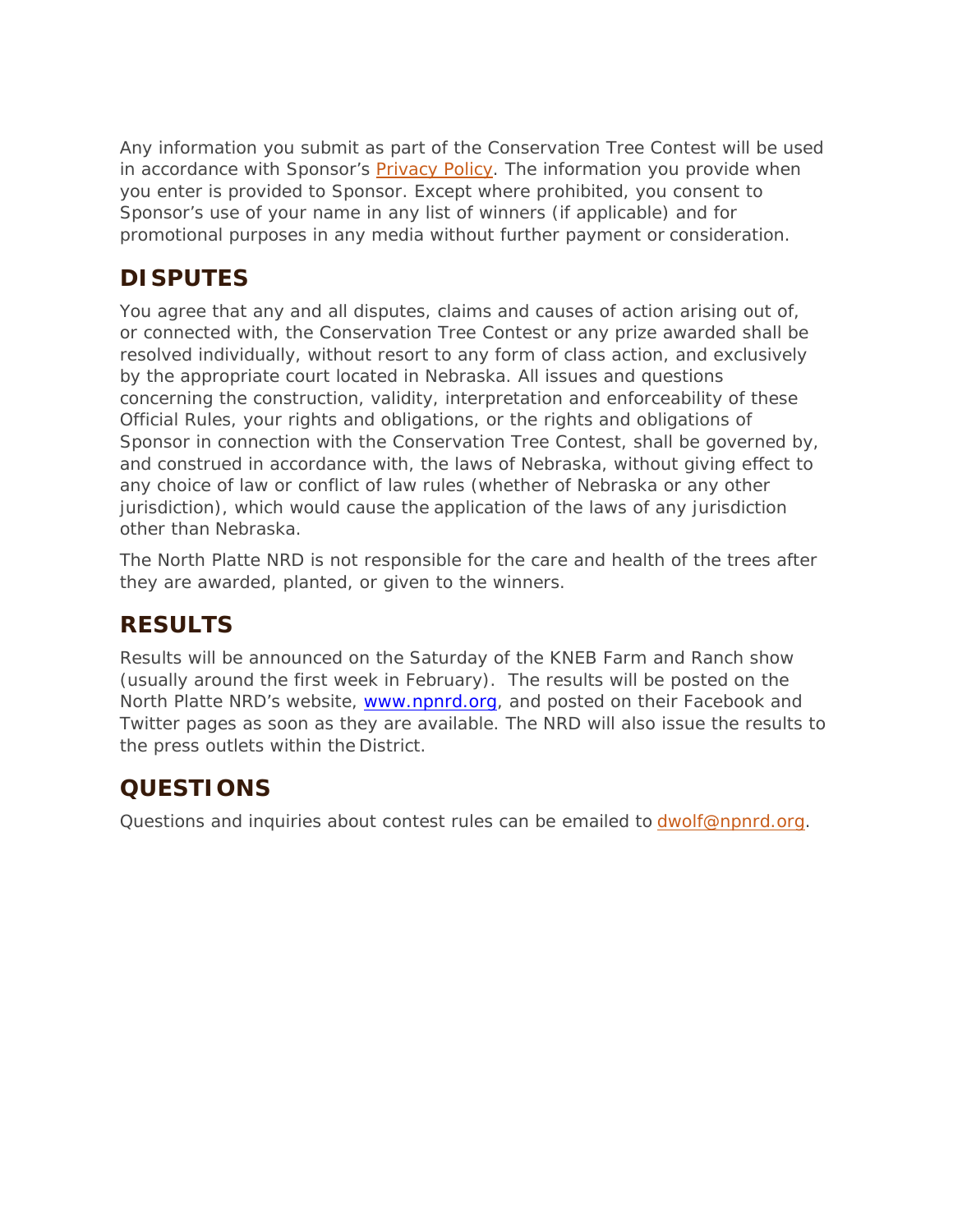Any information you submit as part of the Conservation Tree Contest will be used in accordance with Sponsor's Privacy Policy. The information you provide when you enter is provided to Sponsor. Except where prohibited, you consent to Sponsor's use of your name in any list of winners (if applicable) and for promotional purposes in any media without further payment or consideration.

## DISPUTES

You agree that any and all disputes, claims and causes of action arising out of, or connected with, the Conservation Tree Contest or any prize awarded shall be resolved individually, without resort to any form of class action, and exclusively by the appropriate court located in Nebraska. All issues and questions concerning the construction, validity, interpretation and enforceability of these Official Rules, your rights and obligations, or the rights and obligations of Sponsor in connection with the Conservation Tree Contest, shall be governed by, and construed in accordance with, the laws of Nebraska, without giving effect to any choice of law or conflict of law rules (whether of Nebraska or any other jurisdiction), which would cause the application of the laws of any jurisdiction other than Nebraska.

The North Platte NRD is not responsible for the care and health of the trees after they are awarded, planted, or given to the winners.

## RESULTS

Results will be announced on the Saturday of the KNEB Farm and Ranch show (usually around the first week in February). The results will be posted on the North Platte NRD's website, www.npnrd.org, and posted on their Facebook and Twitter pages as soon as they are available. The NRD will also issue the results to the press outlets within the District.

## QUESTIONS

Questions and inquiries about contest rules can be emailed to dwolf@npnrd.org.